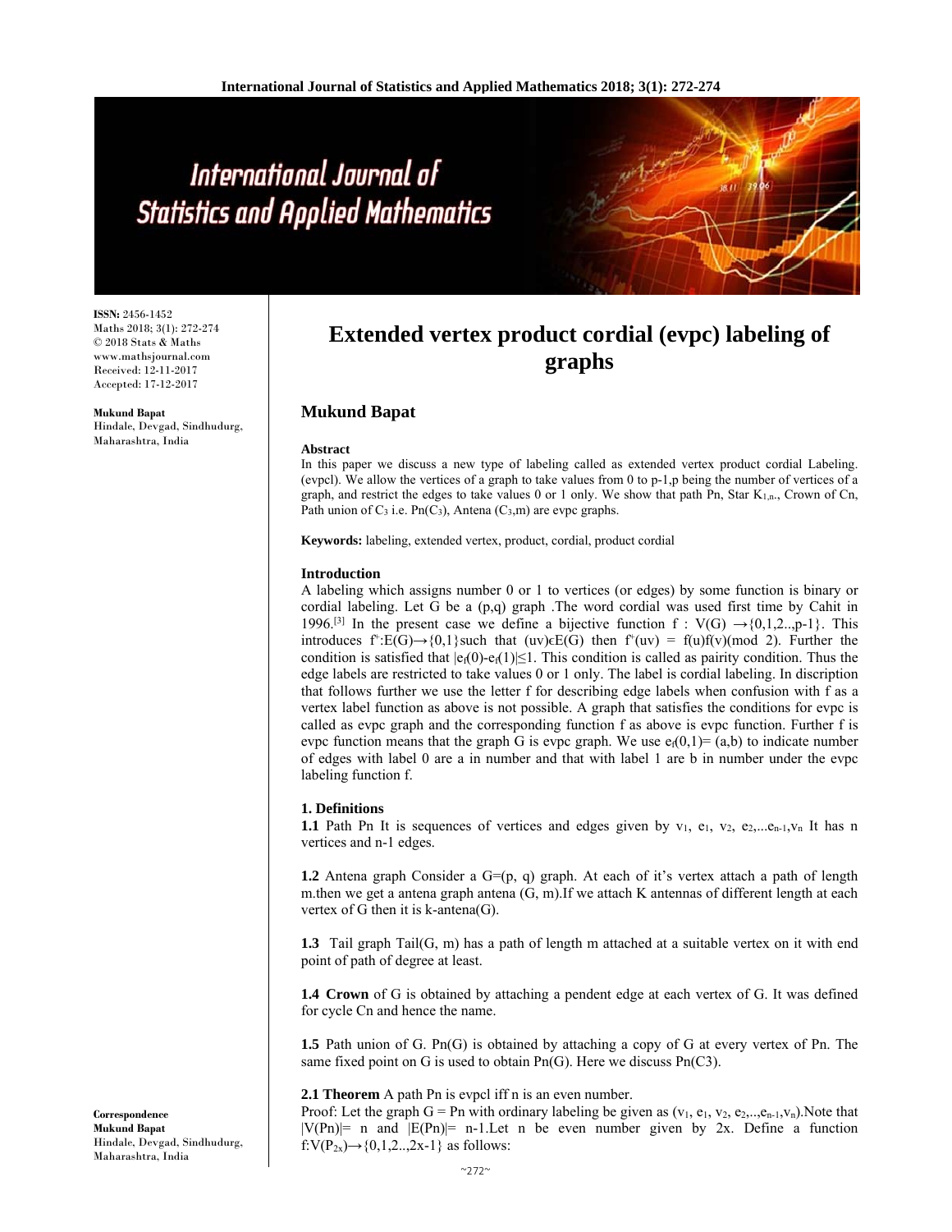# Extended vertex product cordial (evpc) labeling of graphs

**Mukund Bapat**

ISSN: 2456-1452
Maths 2018; 3(1): 272-274
© 2018 Stats & Maths
www.mathsjournal.com
Received: 12-11-2017
Accepted: 17-12-2017

**Mukund Bapat**
Hindale, Devgad, Sindhudurg, Maharashtra, India

**Correspondence**
**Mukund Bapat**
Hindale, Devgad, Sindhudurg, Maharashtra, India

## Abstract

In this paper we discuss a new type of labeling called as extended vertex product cordial Labeling. (evpcl). We allow the vertices of a graph to take values from 0 to p-1,p being the number of vertices of a graph, and restrict the edges to take values 0 or 1 only. We show that path Pn, Star $K_{1,n}$., Crown of Cn, Path union of $C_3$ i.e. Pn($C_3$), Antena ($C_3$,m) are evpc graphs.

**Keywords:** labeling, extended vertex, product, cordial, product cordial

## Introduction

A labeling which assigns number 0 or 1 to vertices (or edges) by some function is binary or cordial labeling. Let G be a (p,q) graph .The word cordial was used first time by Cahit in 1996.[3] In the present case we define a bijective function f : V(G) $\rightarrow$\{0,1,2..,p-1\}. This introduces $f^*$:E(G)$\rightarrow$\{0,1\}such that (uv)$\epsilon$E(G) then $f^*(uv) = f(u)f(v)(\text{mod } 2)$. Further the condition is satisfied that $|e_f(0)-e_f(1)|\leq 1$. This condition is called as pairity condition. Thus the edge labels are restricted to take values 0 or 1 only. The label is cordial labeling. In discription that follows further we use the letter f for describing edge labels when confusion with f as a vertex label function as above is not possible. A graph that satisfies the conditions for evpc is called as evpc graph and the corresponding function f as above is evpc function. Further f is evpc function means that the graph G is evpc graph. We use $e_f(0,1)= (a,b)$ to indicate number of edges with label 0 are a in number and that with label 1 are b in number under the evpc labeling function f.

## 1. Definitions

**1.1** Path Pn It is sequences of vertices and edges given by $v_1$, $e_1$, $v_2$, $e_2$,...$e_{n-1}$,$v_n$ It has n vertices and n-1 edges.

**1.2** Antena graph Consider a G=(p, q) graph. At each of it's vertex attach a path of length m.then we get a antena graph antena (G, m).If we attach K antennas of different length at each vertex of G then it is k-antena(G).

**1.3** Tail graph Tail(G, m) has a path of length m attached at a suitable vertex on it with end point of path of degree at least.

**1.4 Crown** of G is obtained by attaching a pendent edge at each vertex of G. It was defined for cycle Cn and hence the name.

**1.5** Path union of G. Pn(G) is obtained by attaching a copy of G at every vertex of Pn. The same fixed point on G is used to obtain Pn(G). Here we discuss Pn(C3).

**2.1 Theorem** A path Pn is evpcl iff n is an even number.

Proof: Let the graph G = Pn with ordinary labeling be given as ($v_1$, $e_1$, $v_2$, $e_2$,..,$e_{n-1}$,$v_n$).Note that |V(Pn)|= n and |E(Pn)|= n-1.Let n be even number given by 2x. Define a function f:V($P_{2x}$)$\rightarrow$\{0,1,2..,2x-1\} as follows: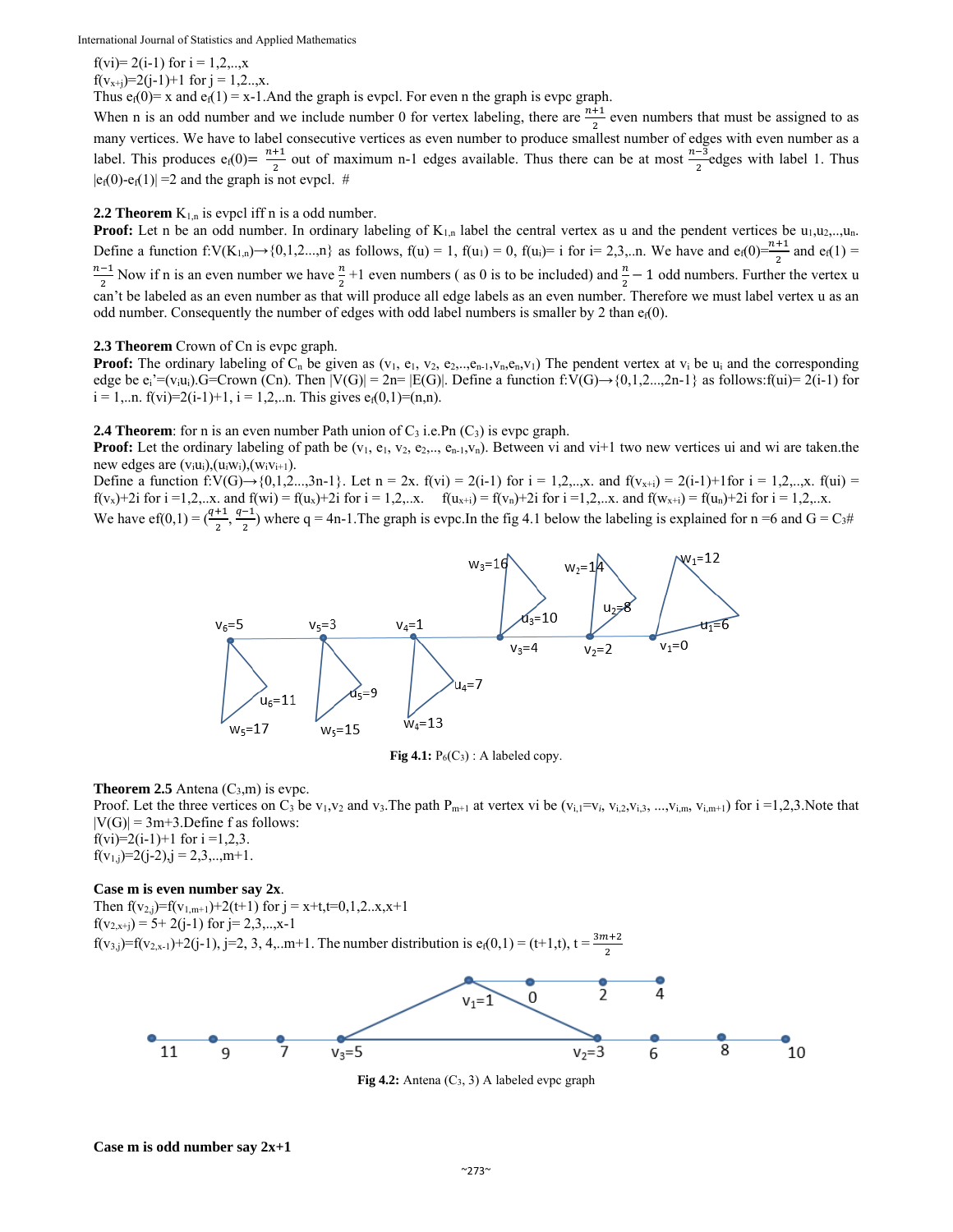$f(v_i) = 2(i-1)$ for $i = 1,2,..,x$

$f(v_{x+j}) = 2(j-1)+1$ for $j = 1,2..,x$.

Thus $e_f(0) = x$ and $e_f(1) = x-1$.And the graph is evpcl. For even n the graph is evpc graph.

When n is an odd number and we include number 0 for vertex labeling, there are $\frac{n+1}{2}$ even numbers that must be assigned to as many vertices. We have to label consecutive vertices as even number to produce smallest number of edges with even number as a label. This produces $e_f(0) = \frac{n+1}{2}$ out of maximum n-1 edges available. Thus there can be at most $\frac{n-3}{2}$ edges with label 1. Thus $|e_f(0)-e_f(1)| = 2$ and the graph is not evpcl. #

**2.2 Theorem** $K_{1,n}$ is evpcl iff n is a odd number.

**Proof:** Let n be an odd number. In ordinary labeling of $K_{1,n}$ label the central vertex as u and the pendent vertices be $u_1,u_2,..,u_n$. Define a function $f:V(K_{1,n}) \rightarrow \{0,1,2...,n\}$ as follows, $f(u) = 1$, $f(u_1) = 0$, $f(u_i) = i$ for $i = 2,3,..n$. We have and $e_f(0) = \frac{n+1}{2}$ and $e_f(1) = \frac{n-1}{2}$ Now if n is an even number we have $\frac{n}{2}+1$ even numbers ( as 0 is to be included) and $\frac{n}{2}-1$ odd numbers. Further the vertex u can't be labeled as an even number as that will produce all edge labels as an even number. Therefore we must label vertex u as an odd number. Consequently the number of edges with odd label numbers is smaller by 2 than $e_f(0)$.

**2.3 Theorem** Crown of Cn is evpc graph.

**Proof:** The ordinary labeling of $C_n$ be given as $(v_1, e_1, v_2, e_2,..,e_{n-1},v_n,e_n,v_1)$ The pendent vertex at $v_i$ be $u_i$ and the corresponding edge be $e_i' = (v_iu_i)$.G=Crown (Cn). Then $|V(G)| = 2n = |E(G)|$. Define a function $f:V(G) \rightarrow \{0,1,2...,2n-1\}$ as follows:$f(u_i) = 2(i-1)$ for $i = 1,..n$. $f(v_i) = 2(i-1)+1$, $i = 1,2,..n$. This gives $e_f(0,1) = (n,n)$.

**2.4 Theorem**: for n is an even number Path union of $C_3$ i.e.Pn ($C_3$) is evpc graph.

**Proof:** Let the ordinary labeling of path be $(v_1, e_1, v_2, e_2,.., e_{n-1},v_n)$. Between vi and vi+1 two new vertices ui and wi are taken.the new edges are $(v_iu_i),(u_iw_i),(w_iv_{i+1})$.

Define a function $f:V(G) \rightarrow \{0,1,2...,3n-1\}$. Let $n = 2x$. $f(v_i) = 2(i-1)$ for $i = 1,2,..,x$. and $f(v_{x+i}) = 2(i-1)+1$for $i = 1,2,..,x$. $f(u_i) = f(v_x)+2i$ for $i = 1,2,..x$. and $f(w_i) = f(u_x)+2i$ for $i = 1,2,..x$. $f(u_{x+i}) = f(v_n)+2i$ for $i = 1,2,..x$. and $f(w_{x+i}) = f(u_n)+2i$ for $i = 1,2,..x$.

We have $e_f(0,1) = (\frac{q+1}{2}, \frac{q-1}{2})$ where $q = 4n-1$.The graph is evpc.In the fig 4.1 below the labeling is explained for n =6 and G = $C_3$#

**Fig 4.1:** $P_6(C_3)$ : A labeled copy.

**Theorem 2.5** Antena ($C_3$,m) is evpc.

Proof. Let the three vertices on $C_3$ be $v_1,v_2$ and $v_3$.The path $P_{m+1}$ at vertex vi be $(v_{i,1}=v_i, v_{i,2},v_{i,3}, ...,v_{i,m}, v_{i,m+1})$ for $i = 1,2,3$.Note that $|V(G)| = 3m+3$.Define f as follows:

$f(v_i) = 2(i-1)+1$ for $i = 1,2,3$.

$f(v_{1,j}) = 2(j-2)$, $j = 2,3,..,m+1$.

**Case m is even number say 2x**.

Then $f(v_{2,j}) = f(v_{1,m+1})+2(t+1)$ for $j = x+t$, $t = 0,1,2..x,x+1$

$f(v_{2,x+j}) = 5+ 2(j-1)$ for $j = 2,3,..,x-1$

$f(v_{3,j}) = f(v_{2,x-1})+2(j-1)$, $j = 2, 3, 4,..m+1$. The number distribution is $e_f(0,1) = (t+1,t)$, $t = \frac{3m+2}{2}$

**Fig 4.2:** Antena ($C_3$, 3) A labeled evpc graph

**Case m is odd number say 2x+1**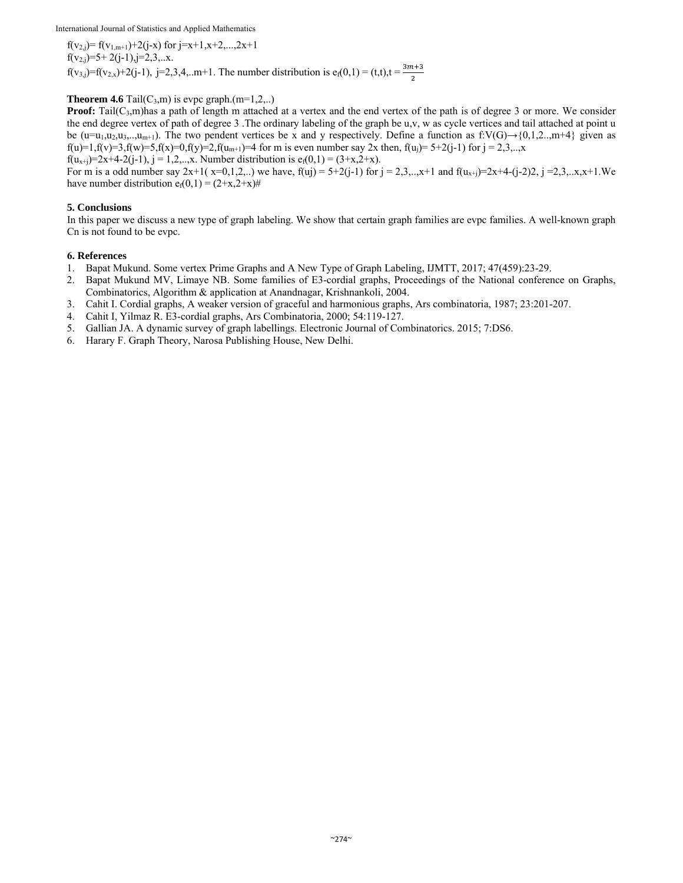$f(v_{2,j}) = f(v_{1,m+1}) + 2(j-x)$ for $j = x+1, x+2, \ldots, 2x+1$

$f(v_{2,j}) = 5 + 2(j-1), j = 2, 3, \ldots x.$

$f(v_{3,j}) = f(v_{2,x}) + 2(j-1)$, $j = 2, 3, 4, \ldots m+1$. The number distribution is $e_f(0,1) = (t,t), t = \frac{3m+3}{2}$

**Theorem 4.6** Tail($C_3$,m) is evpc graph.(m=1,2,..)

**Proof:** Tail($C_3$,m)has a path of length m attached at a vertex and the end vertex of the path is of degree 3 or more. We consider the end degree vertex of path of degree 3 .The ordinary labeling of the graph be u,v, w as cycle vertices and tail attached at point u be ($u=u_1, u_2, u_3, \ldots, u_{m+1}$). The two pendent vertices be x and y respectively. Define a function as $f: V(G) \rightarrow \{0,1,2..,m+4\}$ given as $f(u)=1, f(v)=3, f(w)=5, f(x)=0, f(y)=2, f(u_{m+1})=4$ for m is even number say 2x then, $f(u_j) = 5+2(j-1)$ for $j = 2,3,..,x$

$f(u_{x+j}) = 2x+4-2(j-1)$, $j = 1,2,..,x$. Number distribution is $e_f(0,1) = (3+x, 2+x)$.

For m is a odd number say 2x+1( x=0,1,2,..) we have, $f(uj) = 5+2(j-1)$ for $j = 2,3,..,x+1$ and $f(u_{x+j}) = 2x+4-(j-2)2$, $j = 2,3,..x,x+1$.We have number distribution $e_f(0,1) = (2+x, 2+x)$#

## 5. Conclusions

In this paper we discuss a new type of graph labeling. We show that certain graph families are evpc families. A well-known graph Cn is not found to be evpc.

## 6. References

1. Bapat Mukund. Some vertex Prime Graphs and A New Type of Graph Labeling, IJMTT, 2017; 47(459):23-29.
2. Bapat Mukund MV, Limaye NB. Some families of E3-cordial graphs, Proceedings of the National conference on Graphs, Combinatorics, Algorithm & application at Anandnagar, Krishnankoli, 2004.
3. Cahit I. Cordial graphs, A weaker version of graceful and harmonious graphs, Ars combinatoria, 1987; 23:201-207.
4. Cahit I, Yilmaz R. E3-cordial graphs, Ars Combinatoria, 2000; 54:119-127.
5. Gallian JA. A dynamic survey of graph labellings. Electronic Journal of Combinatorics. 2015; 7:DS6.
6. Harary F. Graph Theory, Narosa Publishing House, New Delhi.